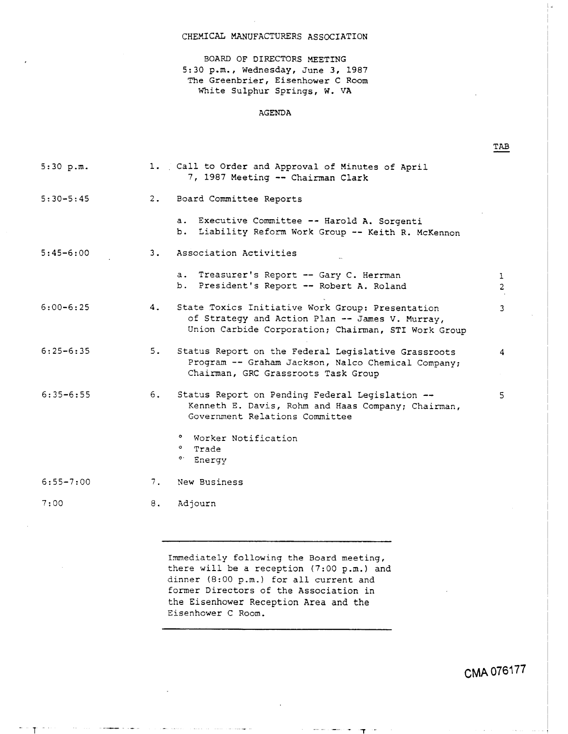# CHEMICAL MANUFACTURERS ASSOCIATION

BOARD OF DIRECTORS MEETING
5:30 p.m., Wednesday, June 3, 1987
The Greenbrier, Eisenhower C Room
White Sulphur Springs, W. VA

## AGENDA

| Time | | Item | TAB |
|---|---|---|---|
| 5:30 p.m. | 1. | Call to Order and Approval of Minutes of April 7, 1987 Meeting -- Chairman Clark | |
| 5:30-5:45 | 2. | Board Committee Reports<br>a. Executive Committee -- Harold A. Sorgenti<br>b. Liability Reform Work Group -- Keith R. McKennon | |
| 5:45-6:00 | 3. | Association Activities<br>a. Treasurer's Report -- Gary C. Herrman<br>b. President's Report -- Robert A. Roland | <br>1<br>2 |
| 6:00-6:25 | 4. | State Toxics Initiative Work Group: Presentation of Strategy and Action Plan -- James V. Murray, Union Carbide Corporation; Chairman, STI Work Group | 3 |
| 6:25-6:35 | 5. | Status Report on the Federal Legislative Grassroots Program -- Graham Jackson, Nalco Chemical Company; Chairman, GRC Grassroots Task Group | 4 |
| 6:35-6:55 | 6. | Status Report on Pending Federal Legislation -- Kenneth E. Davis, Rohm and Haas Company; Chairman, Government Relations Committee<br>° Worker Notification<br>° Trade<br>° Energy | 5 |
| 6:55-7:00 | 7. | New Business | |
| 7:00 | 8. | Adjourn | |

---

Immediately following the Board meeting, there will be a reception (7:00 p.m.) and dinner (8:00 p.m.) for all current and former Directors of the Association in the Eisenhower Reception Area and the Eisenhower C Room.

---

CMA 076177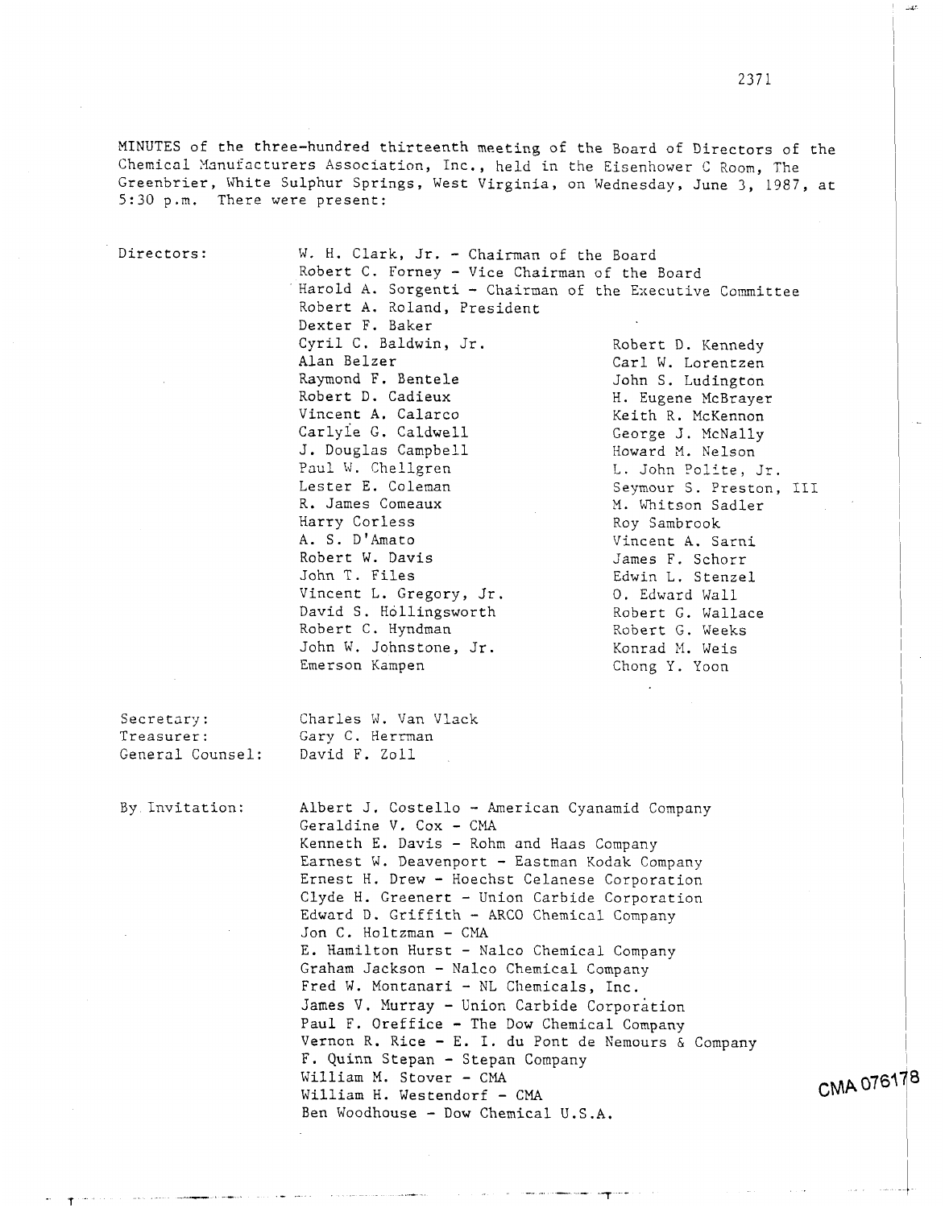MINUTES of the three-hundred thirteenth meeting of the Board of Directors of the Chemical Manufacturers Association, Inc., held in the Eisenhower C Room, The Greenbrier, White Sulphur Springs, West Virginia, on Wednesday, June 3, 1987, at 5:30 p.m. There were present:

Directors:

W. H. Clark, Jr. - Chairman of the Board
Robert C. Forney - Vice Chairman of the Board
Harold A. Sorgenti - Chairman of the Executive Committee
Robert A. Roland, President

| | |
|---|---|
| Dexter F. Baker | |
| Cyril C. Baldwin, Jr. | Robert D. Kennedy |
| Alan Belzer | Carl W. Lorentzen |
| Raymond F. Bentele | John S. Ludington |
| Robert D. Cadieux | H. Eugene McBrayer |
| Vincent A. Calarco | Keith R. McKennon |
| Carlyle G. Caldwell | George J. McNally |
| J. Douglas Campbell | Howard M. Nelson |
| Paul W. Chellgren | L. John Polite, Jr. |
| Lester E. Coleman | Seymour S. Preston, III |
| R. James Comeaux | M. Whitson Sadler |
| Harry Corless | Roy Sambrook |
| A. S. D'Amato | Vincent A. Sarni |
| Robert W. Davis | James F. Schorr |
| John T. Files | Edwin L. Stenzel |
| Vincent L. Gregory, Jr. | O. Edward Wall |
| David S. Hollingsworth | Robert G. Wallace |
| Robert C. Hyndman | Robert G. Weeks |
| John W. Johnstone, Jr. | Konrad M. Weis |
| Emerson Kampen | Chong Y. Yoon |

Secretary: Charles W. Van Vlack
Treasurer: Gary C. Herrman
General Counsel: David F. Zoll

By Invitation:

Albert J. Costello - American Cyanamid Company
Geraldine V. Cox - CMA
Kenneth E. Davis - Rohm and Haas Company
Earnest W. Deavenport - Eastman Kodak Company
Ernest H. Drew - Hoechst Celanese Corporation
Clyde H. Greenert - Union Carbide Corporation
Edward D. Griffith - ARCO Chemical Company
Jon C. Holtzman - CMA
E. Hamilton Hurst - Nalco Chemical Company
Graham Jackson - Nalco Chemical Company
Fred W. Montanari - NL Chemicals, Inc.
James V. Murray - Union Carbide Corporation
Paul F. Oreffice - The Dow Chemical Company
Vernon R. Rice - E. I. du Pont de Nemours & Company
F. Quinn Stepan - Stepan Company
William M. Stover - CMA
William H. Westendorf - CMA
Ben Woodhouse - Dow Chemical U.S.A.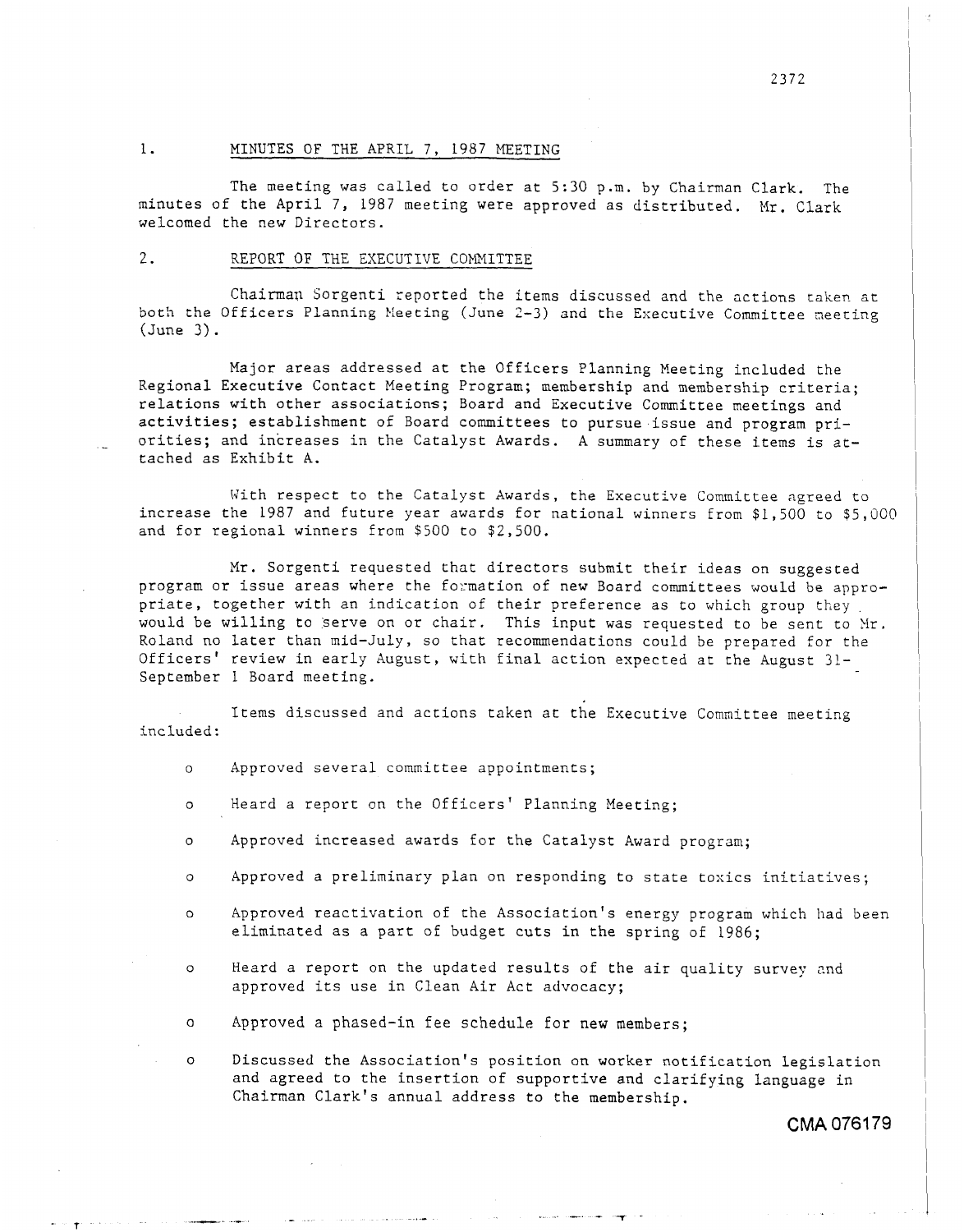## 1. MINUTES OF THE APRIL 7, 1987 MEETING

The meeting was called to order at 5:30 p.m. by Chairman Clark. The minutes of the April 7, 1987 meeting were approved as distributed. Mr. Clark welcomed the new Directors.

## 2. REPORT OF THE EXECUTIVE COMMITTEE

Chairman Sorgenti reported the items discussed and the actions taken at both the Officers Planning Meeting (June 2-3) and the Executive Committee meeting (June 3).

Major areas addressed at the Officers Planning Meeting included the Regional Executive Contact Meeting Program; membership and membership criteria; relations with other associations; Board and Executive Committee meetings and activities; establishment of Board committees to pursue issue and program priorities; and increases in the Catalyst Awards. A summary of these items is attached as Exhibit A.

With respect to the Catalyst Awards, the Executive Committee agreed to increase the 1987 and future year awards for national winners from $1,500 to $5,000 and for regional winners from $500 to $2,500.

Mr. Sorgenti requested that directors submit their ideas on suggested program or issue areas where the formation of new Board committees would be appropriate, together with an indication of their preference as to which group they would be willing to serve on or chair. This input was requested to be sent to Mr. Roland no later than mid-July, so that recommendations could be prepared for the Officers' review in early August, with final action expected at the August 31-September 1 Board meeting.

Items discussed and actions taken at the Executive Committee meeting included:

- Approved several committee appointments;
- Heard a report on the Officers' Planning Meeting;
- Approved increased awards for the Catalyst Award program;
- Approved a preliminary plan on responding to state toxics initiatives;
- Approved reactivation of the Association's energy program which had been eliminated as a part of budget cuts in the spring of 1986;
- Heard a report on the updated results of the air quality survey and approved its use in Clean Air Act advocacy;
- Approved a phased-in fee schedule for new members;
- Discussed the Association's position on worker notification legislation and agreed to the insertion of supportive and clarifying language in Chairman Clark's annual address to the membership.

CMA 076179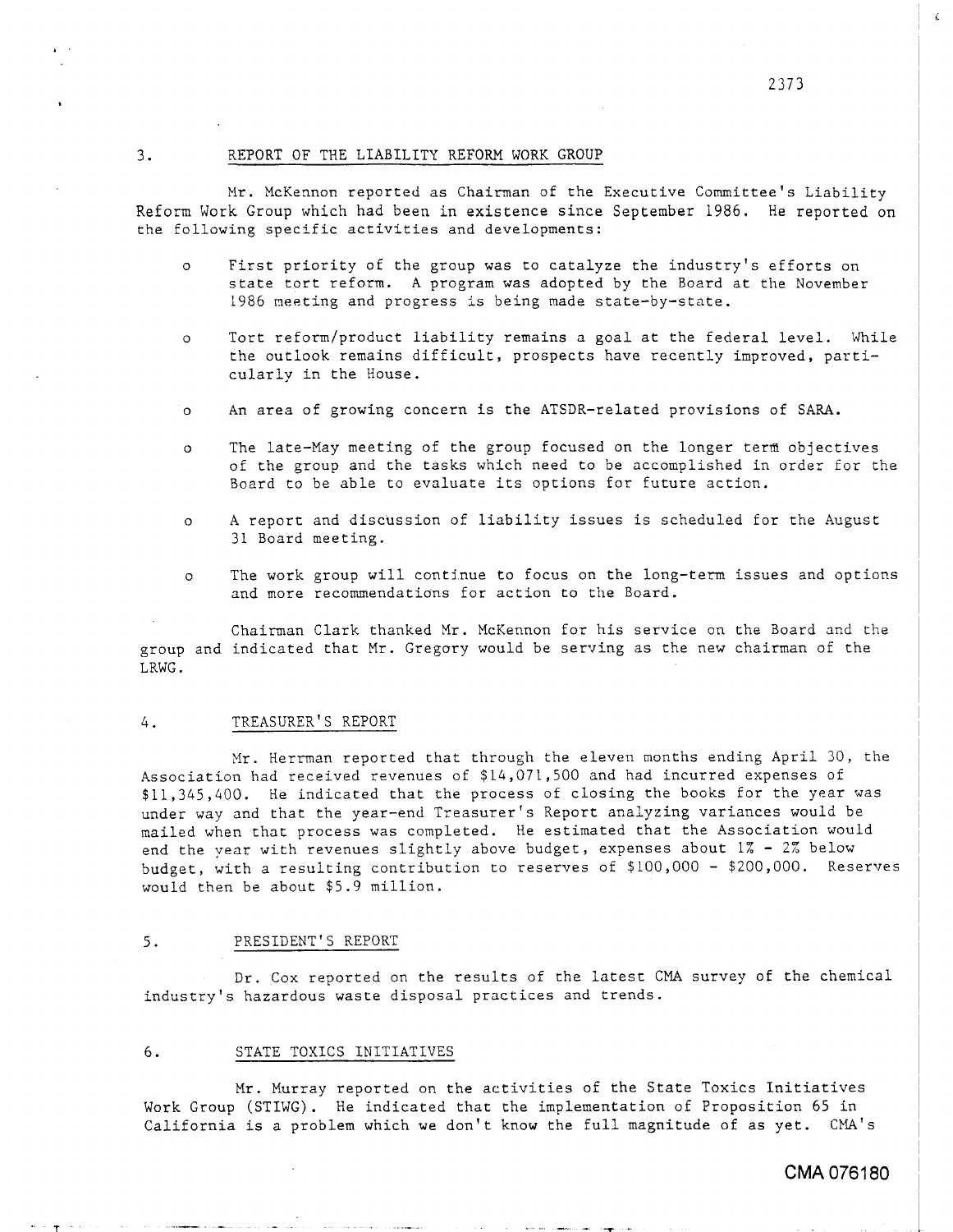3. REPORT OF THE LIABILITY REFORM WORK GROUP

Mr. McKennon reported as Chairman of the Executive Committee's Liability Reform Work Group which had been in existence since September 1986. He reported on the following specific activities and developments:

- First priority of the group was to catalyze the industry's efforts on state tort reform. A program was adopted by the Board at the November 1986 meeting and progress is being made state-by-state.
- Tort reform/product liability remains a goal at the federal level. While the outlook remains difficult, prospects have recently improved, particularly in the House.
- An area of growing concern is the ATSDR-related provisions of SARA.
- The late-May meeting of the group focused on the longer term objectives of the group and the tasks which need to be accomplished in order for the Board to be able to evaluate its options for future action.
- A report and discussion of liability issues is scheduled for the August 31 Board meeting.
- The work group will continue to focus on the long-term issues and options and more recommendations for action to the Board.

Chairman Clark thanked Mr. McKennon for his service on the Board and the group and indicated that Mr. Gregory would be serving as the new chairman of the LRWG.

4. TREASURER'S REPORT

Mr. Herrman reported that through the eleven months ending April 30, the Association had received revenues of $14,071,500 and had incurred expenses of $11,345,400. He indicated that the process of closing the books for the year was under way and that the year-end Treasurer's Report analyzing variances would be mailed when that process was completed. He estimated that the Association would end the year with revenues slightly above budget, expenses about 1% - 2% below budget, with a resulting contribution to reserves of $100,000 - $200,000. Reserves would then be about $5.9 million.

5. PRESIDENT'S REPORT

Dr. Cox reported on the results of the latest CMA survey of the chemical industry's hazardous waste disposal practices and trends.

6. STATE TOXICS INITIATIVES

Mr. Murray reported on the activities of the State Toxics Initiatives Work Group (STIWG). He indicated that the implementation of Proposition 65 in California is a problem which we don't know the full magnitude of as yet. CMA's

CMA 076180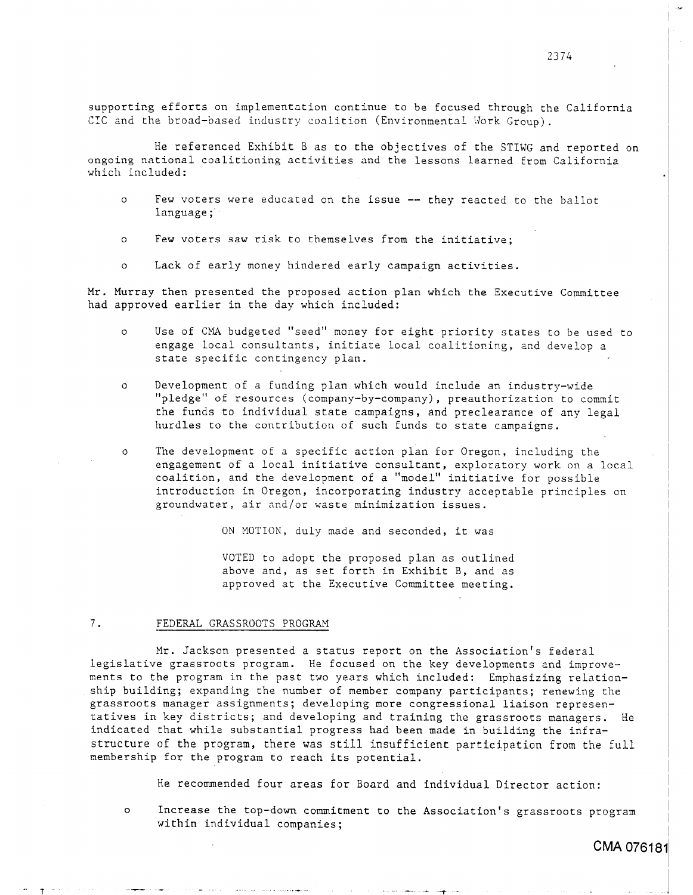supporting efforts on implementation continue to be focused through the California CIC and the broad-based industry coalition (Environmental Work Group).

He referenced Exhibit B as to the objectives of the STIWG and reported on ongoing national coalitioning activities and the lessons learned from California which included:

- Few voters were educated on the issue -- they reacted to the ballot language;
- Few voters saw risk to themselves from the initiative;
- Lack of early money hindered early campaign activities.

Mr. Murray then presented the proposed action plan which the Executive Committee had approved earlier in the day which included:

- Use of CMA budgeted "seed" money for eight priority states to be used to engage local consultants, initiate local coalitioning, and develop a state specific contingency plan.
- Development of a funding plan which would include an industry-wide "pledge" of resources (company-by-company), preauthorization to commit the funds to individual state campaigns, and preclearance of any legal hurdles to the contribution of such funds to state campaigns.
- The development of a specific action plan for Oregon, including the engagement of a local initiative consultant, exploratory work on a local coalition, and the development of a "model" initiative for possible introduction in Oregon, incorporating industry acceptable principles on groundwater, air and/or waste minimization issues.

> ON MOTION, duly made and seconded, it was
>
> VOTED to adopt the proposed plan as outlined above and, as set forth in Exhibit B, and as approved at the Executive Committee meeting.

## 7. FEDERAL GRASSROOTS PROGRAM

Mr. Jackson presented a status report on the Association's federal legislative grassroots program. He focused on the key developments and improvements to the program in the past two years which included: Emphasizing relationship building; expanding the number of member company participants; renewing the grassroots manager assignments; developing more congressional liaison representatives in key districts; and developing and training the grassroots managers. He indicated that while substantial progress had been made in building the infrastructure of the program, there was still insufficient participation from the full membership for the program to reach its potential.

He recommended four areas for Board and individual Director action:

- Increase the top-down commitment to the Association's grassroots program within individual companies;

CMA 076181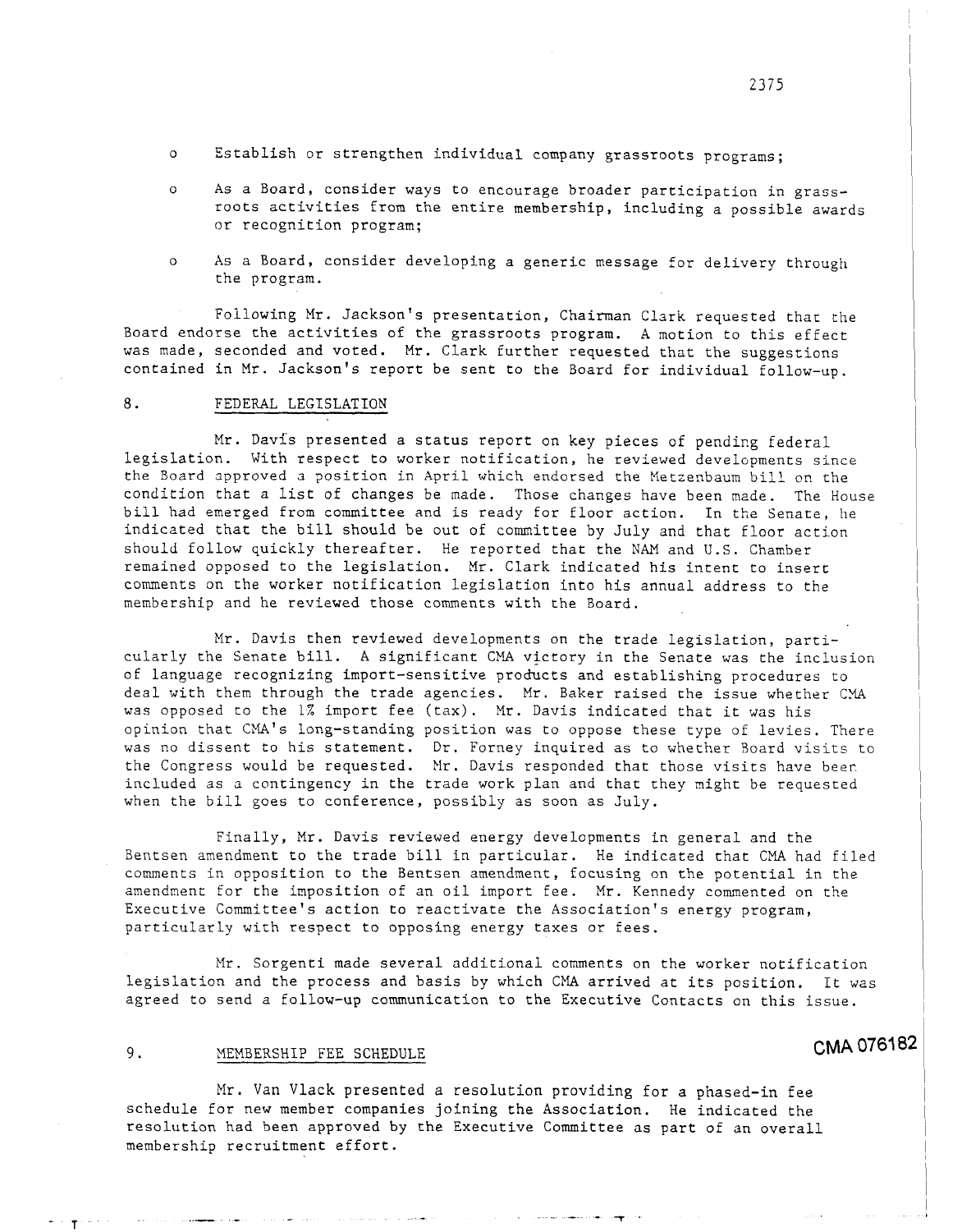- Establish or strengthen individual company grassroots programs;
- As a Board, consider ways to encourage broader participation in grassroots activities from the entire membership, including a possible awards or recognition program;
- As a Board, consider developing a generic message for delivery through the program.

Following Mr. Jackson's presentation, Chairman Clark requested that the Board endorse the activities of the grassroots program. A motion to this effect was made, seconded and voted. Mr. Clark further requested that the suggestions contained in Mr. Jackson's report be sent to the Board for individual follow-up.

## 8. FEDERAL LEGISLATION

Mr. Davis presented a status report on key pieces of pending federal legislation. With respect to worker notification, he reviewed developments since the Board approved a position in April which endorsed the Metzenbaum bill on the condition that a list of changes be made. Those changes have been made. The House bill had emerged from committee and is ready for floor action. In the Senate, he indicated that the bill should be out of committee by July and that floor action should follow quickly thereafter. He reported that the NAM and U.S. Chamber remained opposed to the legislation. Mr. Clark indicated his intent to insert comments on the worker notification legislation into his annual address to the membership and he reviewed those comments with the Board.

Mr. Davis then reviewed developments on the trade legislation, particularly the Senate bill. A significant CMA victory in the Senate was the inclusion of language recognizing import-sensitive products and establishing procedures to deal with them through the trade agencies. Mr. Baker raised the issue whether CMA was opposed to the 1% import fee (tax). Mr. Davis indicated that it was his opinion that CMA's long-standing position was to oppose these type of levies. There was no dissent to his statement. Dr. Forney inquired as to whether Board visits to the Congress would be requested. Mr. Davis responded that those visits have been included as a contingency in the trade work plan and that they might be requested when the bill goes to conference, possibly as soon as July.

Finally, Mr. Davis reviewed energy developments in general and the Bentsen amendment to the trade bill in particular. He indicated that CMA had filed comments in opposition to the Bentsen amendment, focusing on the potential in the amendment for the imposition of an oil import fee. Mr. Kennedy commented on the Executive Committee's action to reactivate the Association's energy program, particularly with respect to opposing energy taxes or fees.

Mr. Sorgenti made several additional comments on the worker notification legislation and the process and basis by which CMA arrived at its position. It was agreed to send a follow-up communication to the Executive Contacts on this issue.

## 9. MEMBERSHIP FEE SCHEDULE

Mr. Van Vlack presented a resolution providing for a phased-in fee schedule for new member companies joining the Association. He indicated the resolution had been approved by the Executive Committee as part of an overall membership recruitment effort.

CMA 076182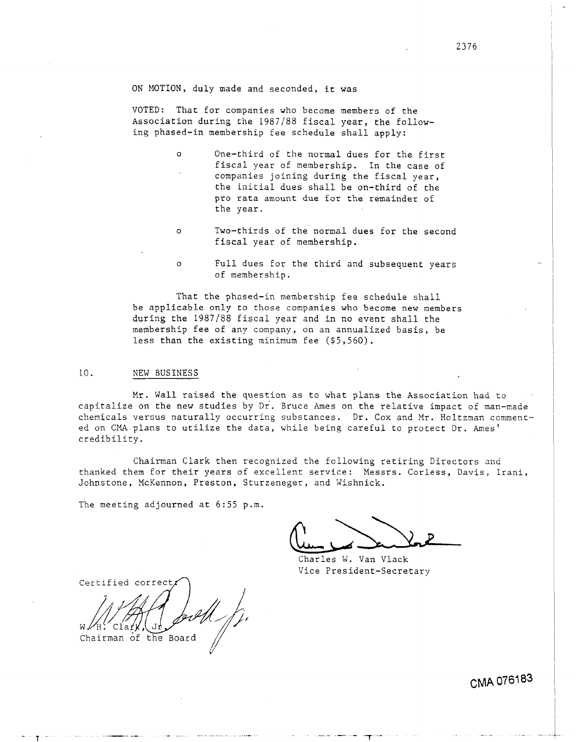ON MOTION, duly made and seconded, it was

VOTED: That for companies who become members of the Association during the 1987/88 fiscal year, the following phased-in membership fee schedule shall apply:

- One-third of the normal dues for the first fiscal year of membership. In the case of companies joining during the fiscal year, the initial dues shall be on-third of the pro rata amount due for the remainder of the year.
- Two-thirds of the normal dues for the second fiscal year of membership.
- Full dues for the third and subsequent years of membership.

That the phased-in membership fee schedule shall be applicable only to those companies who become new members during the 1987/88 fiscal year and in no event shall the membership fee of any company, on an annualized basis, be less than the existing minimum fee ($5,560).

10. NEW BUSINESS

Mr. Wall raised the question as to what plans the Association had to capitalize on the new studies by Dr. Bruce Ames on the relative impact of man-made chemicals versus naturally occurring substances. Dr. Cox and Mr. Holtzman commented on CMA plans to utilize the data, while being careful to protect Dr. Ames' credibility.

Chairman Clark then recognized the following retiring Directors and thanked them for their years of excellent service: Messrs. Corless, Davis, Irani, Johnstone, McKennon, Preston, Sturzeneger, and Wishnick.

The meeting adjourned at 6:55 p.m.

Charles W. Van Vlack
Vice President-Secretary

Certified correct:

W. H. Clark, Jr.
Chairman of the Board

CMA 076183